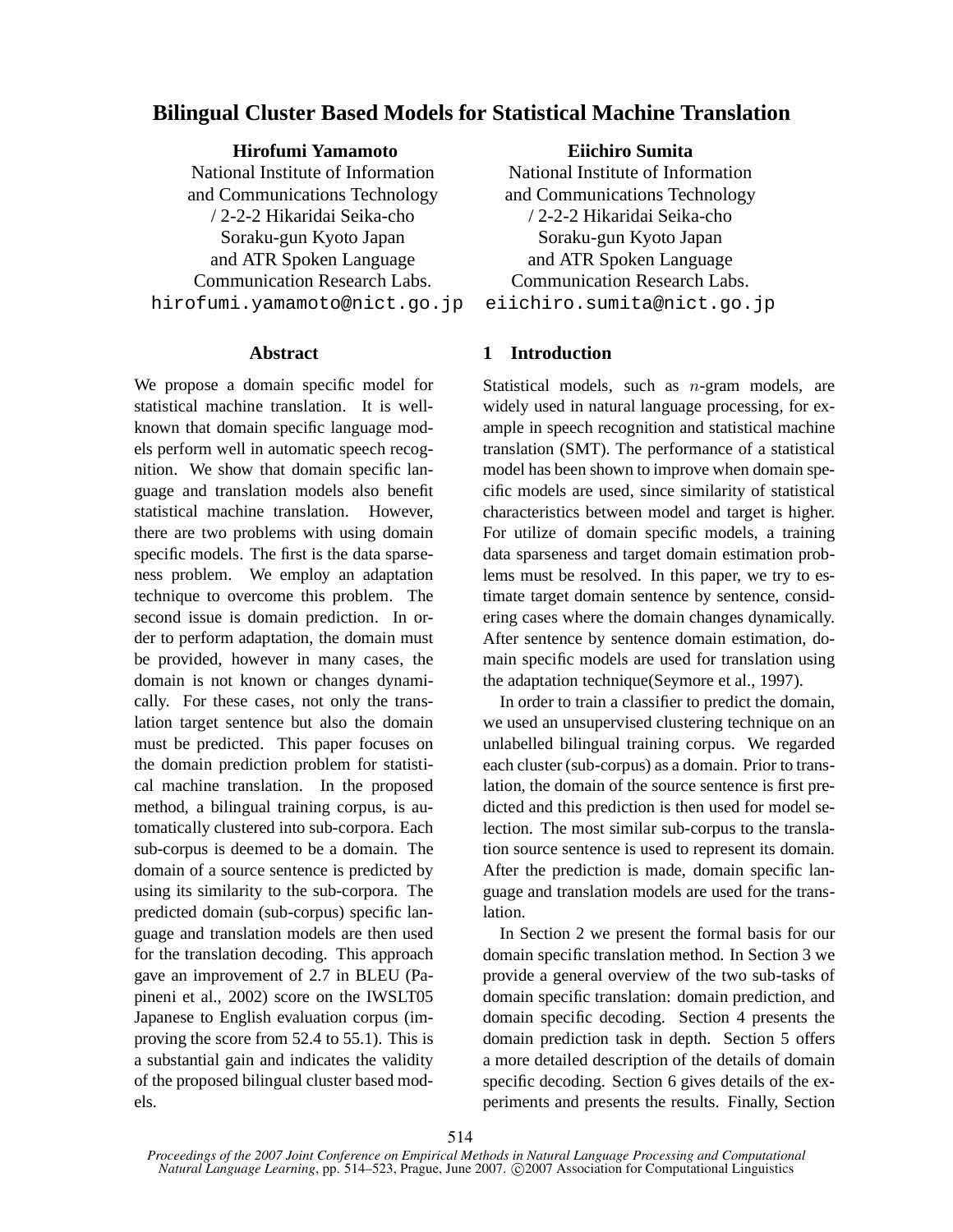# Bilingual Cluster Based Models for Statistical Machine Translation

**Hirofumi Yamamoto**
National Institute of Information and Communications Technology / 2-2-2 Hikaridai Seika-cho Soraku-gun Kyoto Japan and ATR Spoken Language Communication Research Labs.
hirofumi.yamamoto@nict.go.jp

**Eiichiro Sumita**
National Institute of Information and Communications Technology / 2-2-2 Hikaridai Seika-cho Soraku-gun Kyoto Japan and ATR Spoken Language Communication Research Labs.
eiichiro.sumita@nict.go.jp

## Abstract

We propose a domain specific model for statistical machine translation. It is well-known that domain specific language models perform well in automatic speech recognition. We show that domain specific language and translation models also benefit statistical machine translation. However, there are two problems with using domain specific models. The first is the data sparseness problem. We employ an adaptation technique to overcome this problem. The second issue is domain prediction. In order to perform adaptation, the domain must be provided, however in many cases, the domain is not known or changes dynamically. For these cases, not only the translation target sentence but also the domain must be predicted. This paper focuses on the domain prediction problem for statistical machine translation. In the proposed method, a bilingual training corpus, is automatically clustered into sub-corpora. Each sub-corpus is deemed to be a domain. The domain of a source sentence is predicted by using its similarity to the sub-corpora. The predicted domain (sub-corpus) specific language and translation models are then used for the translation decoding. This approach gave an improvement of 2.7 in BLEU (Papineni et al., 2002) score on the IWSLT05 Japanese to English evaluation corpus (improving the score from 52.4 to 55.1). This is a substantial gain and indicates the validity of the proposed bilingual cluster based models.

## 1 Introduction

Statistical models, such as $n$-gram models, are widely used in natural language processing, for example in speech recognition and statistical machine translation (SMT). The performance of a statistical model has been shown to improve when domain specific models are used, since similarity of statistical characteristics between model and target is higher. For utilize of domain specific models, a training data sparseness and target domain estimation problems must be resolved. In this paper, we try to estimate target domain sentence by sentence, considering cases where the domain changes dynamically. After sentence by sentence domain estimation, domain specific models are used for translation using the adaptation technique(Seymore et al., 1997).

In order to train a classifier to predict the domain, we used an unsupervised clustering technique on an unlabelled bilingual training corpus. We regarded each cluster (sub-corpus) as a domain. Prior to translation, the domain of the source sentence is first predicted and this prediction is then used for model selection. The most similar sub-corpus to the translation source sentence is used to represent its domain. After the prediction is made, domain specific language and translation models are used for the translation.

In Section 2 we present the formal basis for our domain specific translation method. In Section 3 we provide a general overview of the two sub-tasks of domain specific translation: domain prediction, and domain specific decoding. Section 4 presents the domain prediction task in depth. Section 5 offers a more detailed description of the details of domain specific decoding. Section 6 gives details of the experiments and presents the results. Finally, Section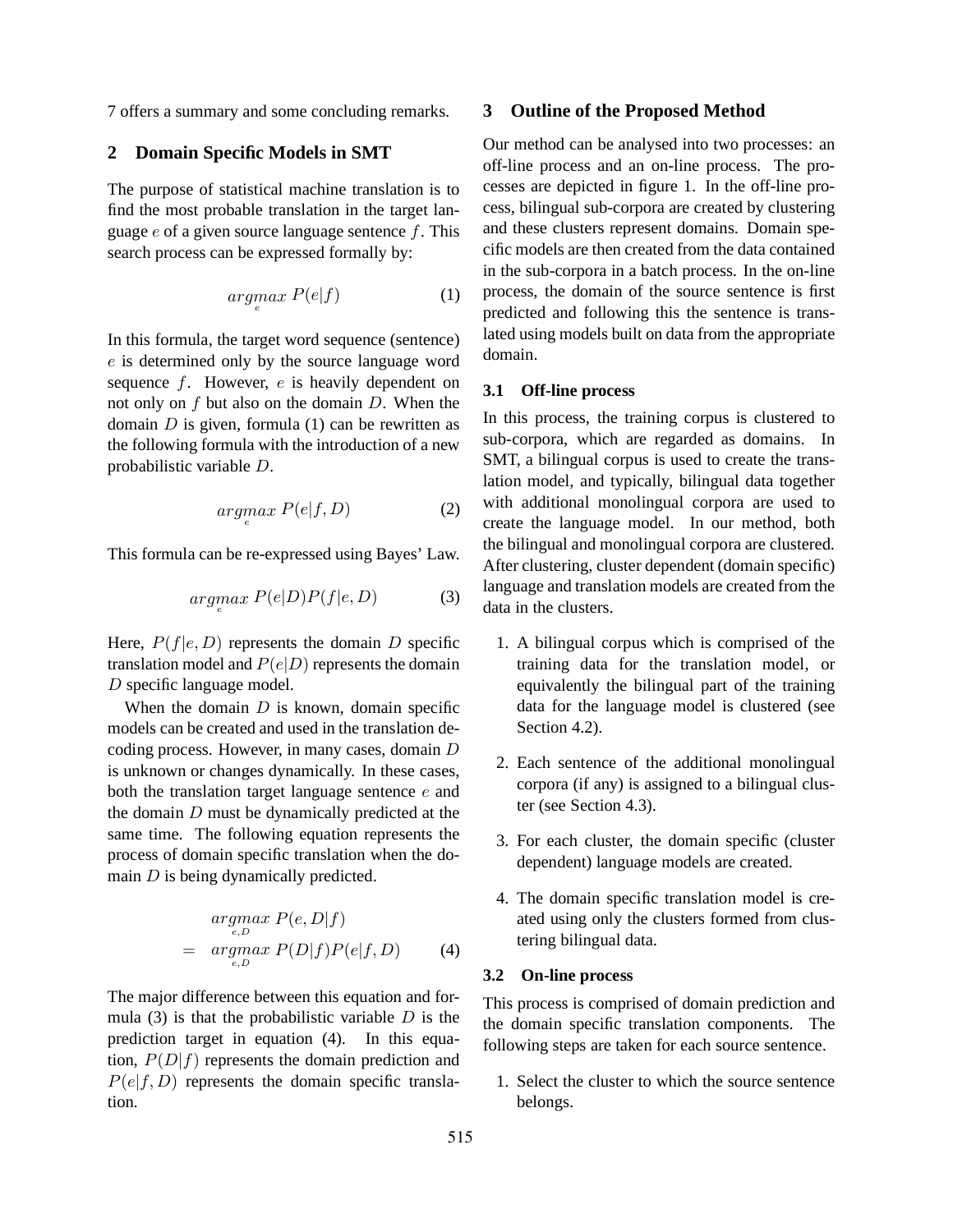7 offers a summary and some concluding remarks.

## 2 Domain Specific Models in SMT

The purpose of statistical machine translation is to find the most probable translation in the target language $e$ of a given source language sentence $f$. This search process can be expressed formally by:

$$\underset{e}{argmax}\ P(e|f) \qquad (1)$$

In this formula, the target word sequence (sentence) $e$ is determined only by the source language word sequence $f$. However, $e$ is heavily dependent on not only on $f$ but also on the domain $D$. When the domain $D$ is given, formula (1) can be rewritten as the following formula with the introduction of a new probabilistic variable $D$.

$$\underset{e}{argmax}\ P(e|f, D) \qquad (2)$$

This formula can be re-expressed using Bayes' Law.

$$\underset{e}{argmax}\ P(e|D)P(f|e, D) \qquad (3)$$

Here, $P(f|e, D)$ represents the domain $D$ specific translation model and $P(e|D)$ represents the domain $D$ specific language model.

When the domain $D$ is known, domain specific models can be created and used in the translation decoding process. However, in many cases, domain $D$ is unknown or changes dynamically. In these cases, both the translation target language sentence $e$ and the domain $D$ must be dynamically predicted at the same time. The following equation represents the process of domain specific translation when the domain $D$ is being dynamically predicted.

$$\begin{aligned} & \underset{e,D}{argmax}\ P(e, D|f) \\ = \ & \underset{e,D}{argmax}\ P(D|f)P(e|f, D) \qquad (4) \end{aligned}$$

The major difference between this equation and formula (3) is that the probabilistic variable $D$ is the prediction target in equation (4). In this equation, $P(D|f)$ represents the domain prediction and $P(e|f, D)$ represents the domain specific translation.

## 3 Outline of the Proposed Method

Our method can be analysed into two processes: an off-line process and an on-line process. The processes are depicted in figure 1. In the off-line process, bilingual sub-corpora are created by clustering and these clusters represent domains. Domain specific models are then created from the data contained in the sub-corpora in a batch process. In the on-line process, the domain of the source sentence is first predicted and following this the sentence is translated using models built on data from the appropriate domain.

### 3.1 Off-line process

In this process, the training corpus is clustered to sub-corpora, which are regarded as domains. In SMT, a bilingual corpus is used to create the translation model, and typically, bilingual data together with additional monolingual corpora are used to create the language model. In our method, both the bilingual and monolingual corpora are clustered. After clustering, cluster dependent (domain specific) language and translation models are created from the data in the clusters.

1. A bilingual corpus which is comprised of the training data for the translation model, or equivalently the bilingual part of the training data for the language model is clustered (see Section 4.2).

2. Each sentence of the additional monolingual corpora (if any) is assigned to a bilingual cluster (see Section 4.3).

3. For each cluster, the domain specific (cluster dependent) language models are created.

4. The domain specific translation model is created using only the clusters formed from clustering bilingual data.

### 3.2 On-line process

This process is comprised of domain prediction and the domain specific translation components. The following steps are taken for each source sentence.

1. Select the cluster to which the source sentence belongs.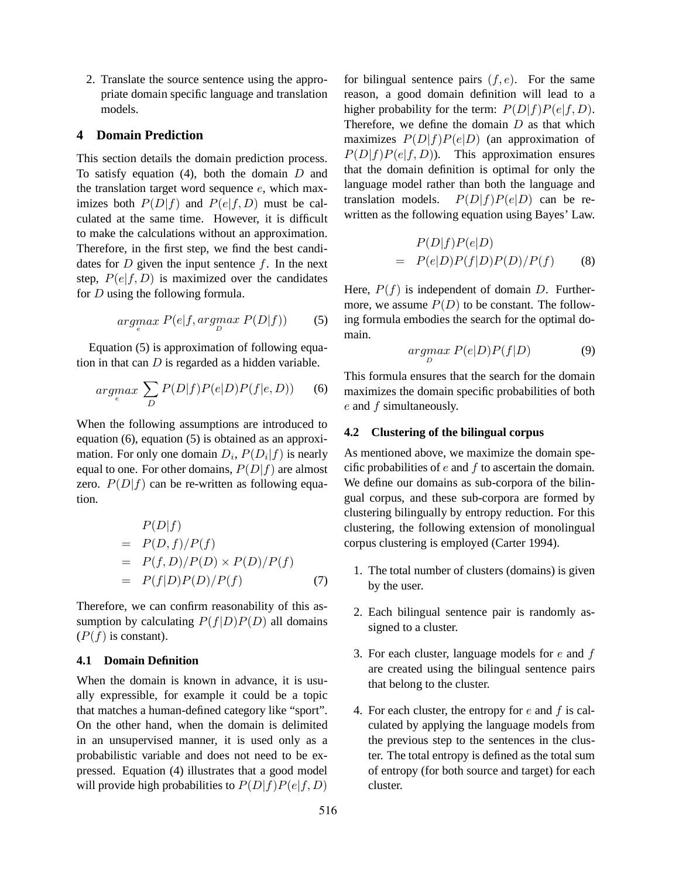2. Translate the source sentence using the appropriate domain specific language and translation models.

## 4 Domain Prediction

This section details the domain prediction process. To satisfy equation (4), both the domain $D$ and the translation target word sequence $e$, which maximizes both $P(D|f)$ and $P(e|f, D)$ must be calculated at the same time. However, it is difficult to make the calculations without an approximation. Therefore, in the first step, we find the best candidates for $D$ given the input sentence $f$. In the next step, $P(e|f, D)$ is maximized over the candidates for $D$ using the following formula.

$$\underset{e}{argmax}\ P(e|f, \underset{D}{argmax}\ P(D|f)) \qquad (5)$$

Equation (5) is approximation of following equation in that can $D$ is regarded as a hidden variable.

$$\underset{e}{argmax} \sum_{D} P(D|f)P(e|D)P(f|e, D)) \qquad (6)$$

When the following assumptions are introduced to equation (6), equation (5) is obtained as an approximation. For only one domain $D_i$, $P(D_i|f)$ is nearly equal to one. For other domains, $P(D|f)$ are almost zero. $P(D|f)$ can be re-written as following equation.

$$\begin{aligned} & P(D|f) \\ = \ & P(D, f)/P(f) \\ = \ & P(f, D)/P(D) \times P(D)/P(f) \\ = \ & P(f|D)P(D)/P(f) \end{aligned} \qquad (7)$$

Therefore, we can confirm reasonability of this assumption by calculating $P(f|D)P(D)$ all domains ($P(f)$ is constant).

### 4.1 Domain Definition

When the domain is known in advance, it is usually expressible, for example it could be a topic that matches a human-defined category like "sport". On the other hand, when the domain is delimited in an unsupervised manner, it is used only as a probabilistic variable and does not need to be expressed. Equation (4) illustrates that a good model will provide high probabilities to $P(D|f)P(e|f, D)$ for bilingual sentence pairs $(f, e)$. For the same reason, a good domain definition will lead to a higher probability for the term: $P(D|f)P(e|f, D)$. Therefore, we define the domain $D$ as that which maximizes $P(D|f)P(e|D)$ (an approximation of $P(D|f)P(e|f, D)$). This approximation ensures that the domain definition is optimal for only the language model rather than both the language and translation models. $P(D|f)P(e|D)$ can be re-written as the following equation using Bayes' Law.

$$\begin{aligned} & P(D|f)P(e|D) \\ = \ & P(e|D)P(f|D)P(D)/P(f) \end{aligned} \qquad (8)$$

Here, $P(f)$ is independent of domain $D$. Furthermore, we assume $P(D)$ to be constant. The following formula embodies the search for the optimal domain.

$$\underset{D}{argmax}\ P(e|D)P(f|D) \qquad (9)$$

This formula ensures that the search for the domain maximizes the domain specific probabilities of both $e$ and $f$ simultaneously.

### 4.2 Clustering of the bilingual corpus

As mentioned above, we maximize the domain specific probabilities of $e$ and $f$ to ascertain the domain. We define our domains as sub-corpora of the bilingual corpus, and these sub-corpora are formed by clustering bilingually by entropy reduction. For this clustering, the following extension of monolingual corpus clustering is employed (Carter 1994).

1. The total number of clusters (domains) is given by the user.
2. Each bilingual sentence pair is randomly assigned to a cluster.
3. For each cluster, language models for $e$ and $f$ are created using the bilingual sentence pairs that belong to the cluster.
4. For each cluster, the entropy for $e$ and $f$ is calculated by applying the language models from the previous step to the sentences in the cluster. The total entropy is defined as the total sum of entropy (for both source and target) for each cluster.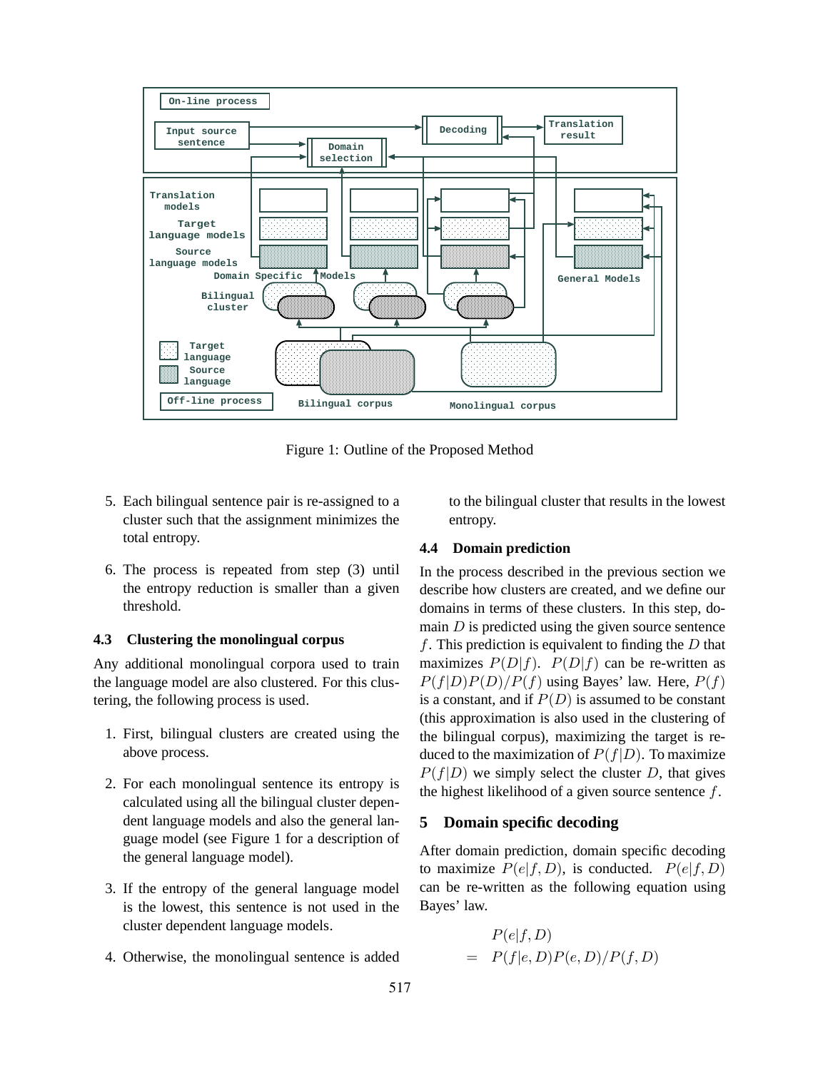On-line process

Input source sentence

Domain selection

Decoding

Translation result

Translation models

Target language models

Source language models

Domain Specific Models

General Models

Bilingual cluster

Target language

Source language

Off-line process

Bilingual corpus

Monolingual corpus

Figure 1: Outline of the Proposed Method

5. Each bilingual sentence pair is re-assigned to a cluster such that the assignment minimizes the total entropy.

6. The process is repeated from step (3) until the entropy reduction is smaller than a given threshold.

### 4.3 Clustering the monolingual corpus

Any additional monolingual corpora used to train the language model are also clustered. For this clustering, the following process is used.

1. First, bilingual clusters are created using the above process.

2. For each monolingual sentence its entropy is calculated using all the bilingual cluster dependent language models and also the general language model (see Figure 1 for a description of the general language model).

3. If the entropy of the general language model is the lowest, this sentence is not used in the cluster dependent language models.

4. Otherwise, the monolingual sentence is added to the bilingual cluster that results in the lowest entropy.

### 4.4 Domain prediction

In the process described in the previous section we describe how clusters are created, and we define our domains in terms of these clusters. In this step, domain $D$ is predicted using the given source sentence $f$. This prediction is equivalent to finding the $D$ that maximizes $P(D|f)$. $P(D|f)$ can be re-written as $P(f|D)P(D)/P(f)$ using Bayes' law. Here, $P(f)$ is a constant, and if $P(D)$ is assumed to be constant (this approximation is also used in the clustering of the bilingual corpus), maximizing the target is reduced to the maximization of $P(f|D)$. To maximize $P(f|D)$ we simply select the cluster $D$, that gives the highest likelihood of a given source sentence $f$.

## 5 Domain specific decoding

After domain prediction, domain specific decoding to maximize $P(e|f, D)$, is conducted. $P(e|f, D)$ can be re-written as the following equation using Bayes' law.

$$
\begin{aligned}
& P(e|f, D) \\
= \ & P(f|e, D)P(e, D)/P(f, D)
\end{aligned}
$$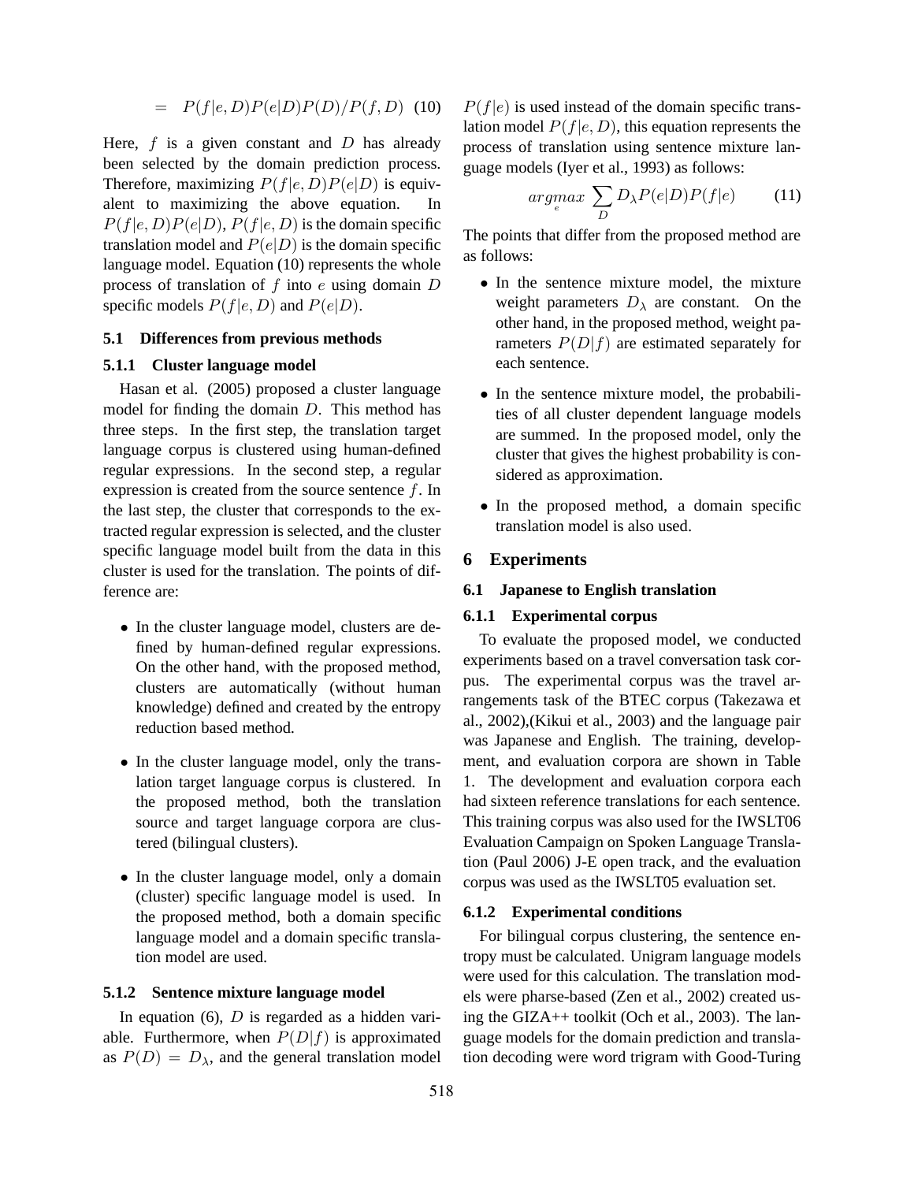$$= P(f|e, D)P(e|D)P(D)/P(f, D) \quad (10)$$

Here, $f$ is a given constant and $D$ has already been selected by the domain prediction process. Therefore, maximizing $P(f|e, D)P(e|D)$ is equivalent to maximizing the above equation. In $P(f|e, D)P(e|D)$, $P(f|e, D)$ is the domain specific translation model and $P(e|D)$ is the domain specific language model. Equation (10) represents the whole process of translation of $f$ into $e$ using domain $D$ specific models $P(f|e, D)$ and $P(e|D)$.

### 5.1 Differences from previous methods

#### 5.1.1 Cluster language model

Hasan et al. (2005) proposed a cluster language model for finding the domain $D$. This method has three steps. In the first step, the translation target language corpus is clustered using human-defined regular expressions. In the second step, a regular expression is created from the source sentence $f$. In the last step, the cluster that corresponds to the extracted regular expression is selected, and the cluster specific language model built from the data in this cluster is used for the translation. The points of difference are:

- In the cluster language model, clusters are defined by human-defined regular expressions. On the other hand, with the proposed method, clusters are automatically (without human knowledge) defined and created by the entropy reduction based method.
- In the cluster language model, only the translation target language corpus is clustered. In the proposed method, both the translation source and target language corpora are clustered (bilingual clusters).
- In the cluster language model, only a domain (cluster) specific language model is used. In the proposed method, both a domain specific language model and a domain specific translation model are used.

#### 5.1.2 Sentence mixture language model

In equation (6), $D$ is regarded as a hidden variable. Furthermore, when $P(D|f)$ is approximated as $P(D) = D_\lambda$, and the general translation model $P(f|e)$ is used instead of the domain specific translation model $P(f|e, D)$, this equation represents the process of translation using sentence mixture language models (Iyer et al., 1993) as follows:

$$\underset{e}{argmax} \sum_{D} D_\lambda P(e|D)P(f|e) \quad (11)$$

The points that differ from the proposed method are as follows:

- In the sentence mixture model, the mixture weight parameters $D_\lambda$ are constant. On the other hand, in the proposed method, weight parameters $P(D|f)$ are estimated separately for each sentence.
- In the sentence mixture model, the probabilities of all cluster dependent language models are summed. In the proposed model, only the cluster that gives the highest probability is considered as approximation.
- In the proposed method, a domain specific translation model is also used.

## 6 Experiments

### 6.1 Japanese to English translation

#### 6.1.1 Experimental corpus

To evaluate the proposed model, we conducted experiments based on a travel conversation task corpus. The experimental corpus was the travel arrangements task of the BTEC corpus (Takezawa et al., 2002),(Kikui et al., 2003) and the language pair was Japanese and English. The training, development, and evaluation corpora are shown in Table 1. The development and evaluation corpora each had sixteen reference translations for each sentence. This training corpus was also used for the IWSLT06 Evaluation Campaign on Spoken Language Translation (Paul 2006) J-E open track, and the evaluation corpus was used as the IWSLT05 evaluation set.

#### 6.1.2 Experimental conditions

For bilingual corpus clustering, the sentence entropy must be calculated. Unigram language models were used for this calculation. The translation models were pharse-based (Zen et al., 2002) created using the GIZA++ toolkit (Och et al., 2003). The language models for the domain prediction and translation decoding were word trigram with Good-Turing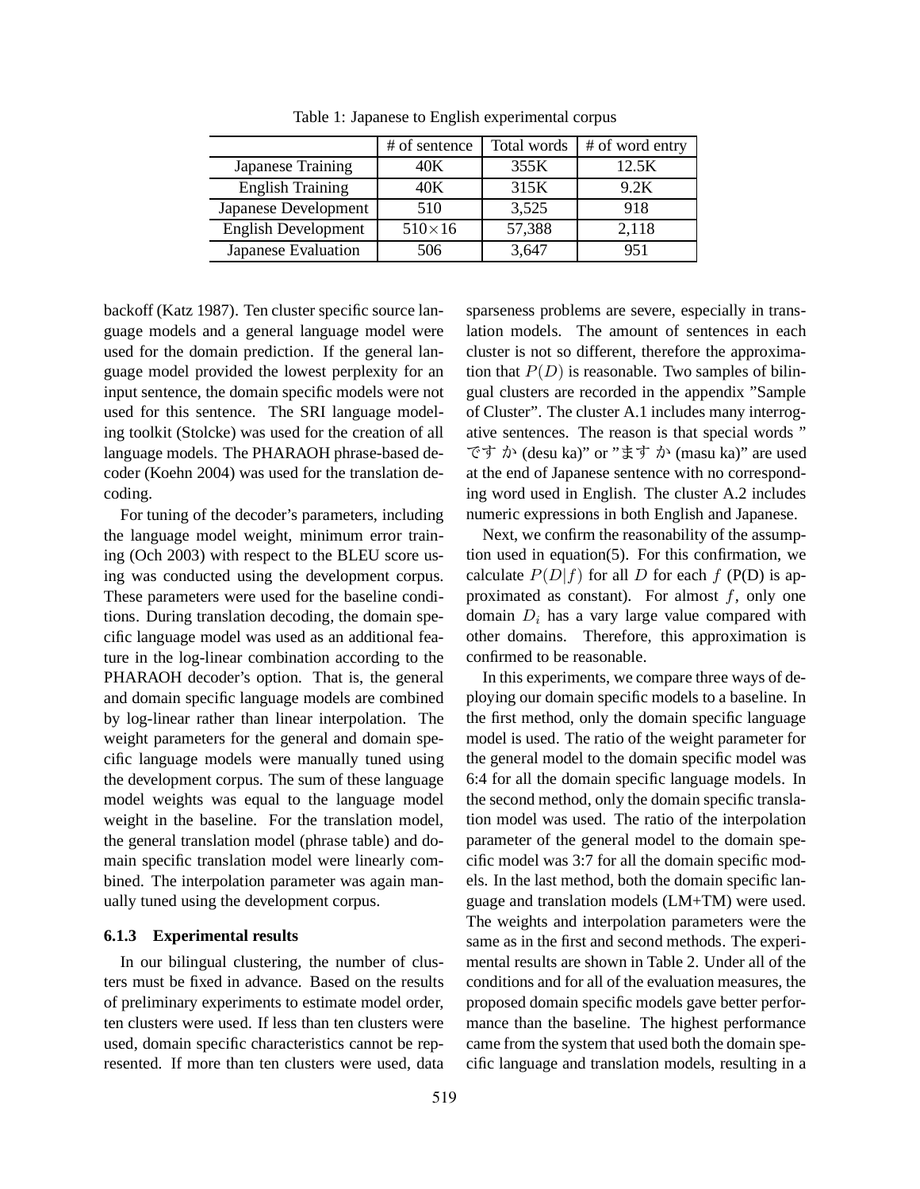Table 1: Japanese to English experimental corpus

| | # of sentence | Total words | # of word entry |
|---|---|---|---|
| Japanese Training | 40K | 355K | 12.5K |
| English Training | 40K | 315K | 9.2K |
| Japanese Development | 510 | 3,525 | 918 |
| English Development | $510\times16$ | 57,388 | 2,118 |
| Japanese Evaluation | 506 | 3,647 | 951 |

backoff (Katz 1987). Ten cluster specific source language models and a general language model were used for the domain prediction. If the general language model provided the lowest perplexity for an input sentence, the domain specific models were not used for this sentence. The SRI language modeling toolkit (Stolcke) was used for the creation of all language models. The PHARAOH phrase-based decoder (Koehn 2004) was used for the translation decoding.

For tuning of the decoder's parameters, including the language model weight, minimum error training (Och 2003) with respect to the BLEU score using was conducted using the development corpus. These parameters were used for the baseline conditions. During translation decoding, the domain specific language model was used as an additional feature in the log-linear combination according to the PHARAOH decoder's option. That is, the general and domain specific language models are combined by log-linear rather than linear interpolation. The weight parameters for the general and domain specific language models were manually tuned using the development corpus. The sum of these language model weights was equal to the language model weight in the baseline. For the translation model, the general translation model (phrase table) and domain specific translation model were linearly combined. The interpolation parameter was again manually tuned using the development corpus.

#### 6.1.3 Experimental results

In our bilingual clustering, the number of clusters must be fixed in advance. Based on the results of preliminary experiments to estimate model order, ten clusters were used. If less than ten clusters were used, domain specific characteristics cannot be represented. If more than ten clusters were used, data sparseness problems are severe, especially in translation models. The amount of sentences in each cluster is not so different, therefore the approximation that $P(D)$ is reasonable. Two samples of bilingual clusters are recorded in the appendix "Sample of Cluster". The cluster A.1 includes many interrogative sentences. The reason is that special words "です か (desu ka)" or "ます か (masu ka)" are used at the end of Japanese sentence with no corresponding word used in English. The cluster A.2 includes numeric expressions in both English and Japanese.

Next, we confirm the reasonability of the assumption used in equation(5). For this confirmation, we calculate $P(D|f)$ for all $D$ for each $f$ (P(D) is approximated as constant). For almost $f$, only one domain $D_i$ has a vary large value compared with other domains. Therefore, this approximation is confirmed to be reasonable.

In this experiments, we compare three ways of deploying our domain specific models to a baseline. In the first method, only the domain specific language model is used. The ratio of the weight parameter for the general model to the domain specific model was 6:4 for all the domain specific language models. In the second method, only the domain specific translation model was used. The ratio of the interpolation parameter of the general model to the domain specific model was 3:7 for all the domain specific models. In the last method, both the domain specific language and translation models (LM+TM) were used. The weights and interpolation parameters were the same as in the first and second methods. The experimental results are shown in Table 2. Under all of the conditions and for all of the evaluation measures, the proposed domain specific models gave better performance than the baseline. The highest performance came from the system that used both the domain specific language and translation models, resulting in a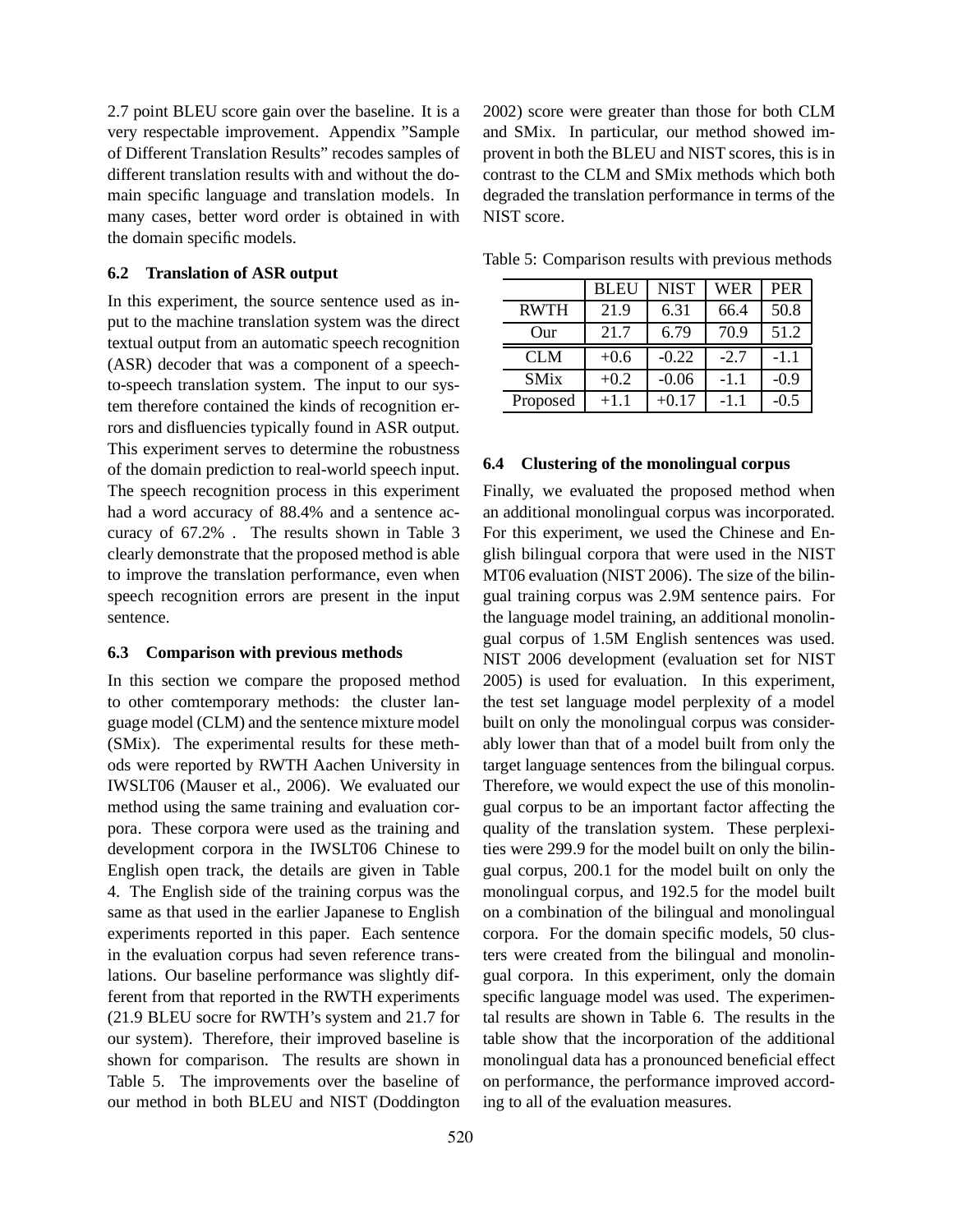2.7 point BLEU score gain over the baseline. It is a very respectable improvement. Appendix "Sample of Different Translation Results" recodes samples of different translation results with and without the domain specific language and translation models. In many cases, better word order is obtained in with the domain specific models.

### 6.2 Translation of ASR output

In this experiment, the source sentence used as input to the machine translation system was the direct textual output from an automatic speech recognition (ASR) decoder that was a component of a speech-to-speech translation system. The input to our system therefore contained the kinds of recognition errors and disfluencies typically found in ASR output. This experiment serves to determine the robustness of the domain prediction to real-world speech input. The speech recognition process in this experiment had a word accuracy of 88.4% and a sentence accuracy of 67.2% . The results shown in Table 3 clearly demonstrate that the proposed method is able to improve the translation performance, even when speech recognition errors are present in the input sentence.

### 6.3 Comparison with previous methods

In this section we compare the proposed method to other comtemporary methods: the cluster language model (CLM) and the sentence mixture model (SMix). The experimental results for these methods were reported by RWTH Aachen University in IWSLT06 (Mauser et al., 2006). We evaluated our method using the same training and evaluation corpora. These corpora were used as the training and development corpora in the IWSLT06 Chinese to English open track, the details are given in Table 4. The English side of the training corpus was the same as that used in the earlier Japanese to English experiments reported in this paper. Each sentence in the evaluation corpus had seven reference translations. Our baseline performance was slightly different from that reported in the RWTH experiments (21.9 BLEU socre for RWTH's system and 21.7 for our system). Therefore, their improved baseline is shown for comparison. The results are shown in Table 5. The improvements over the baseline of our method in both BLEU and NIST (Doddington 2002) score were greater than those for both CLM and SMix. In particular, our method showed improvent in both the BLEU and NIST scores, this is in contrast to the CLM and SMix methods which both degraded the translation performance in terms of the NIST score.

Table 5: Comparison results with previous methods

| | BLEU | NIST | WER | PER |
|---|---|---|---|---|
| RWTH | 21.9 | 6.31 | 66.4 | 50.8 |
| Our | 21.7 | 6.79 | 70.9 | 51.2 |
| CLM | +0.6 | -0.22 | -2.7 | -1.1 |
| SMix | +0.2 | -0.06 | -1.1 | -0.9 |
| Proposed | +1.1 | +0.17 | -1.1 | -0.5 |

### 6.4 Clustering of the monolingual corpus

Finally, we evaluated the proposed method when an additional monolingual corpus was incorporated. For this experiment, we used the Chinese and English bilingual corpora that were used in the NIST MT06 evaluation (NIST 2006). The size of the bilingual training corpus was 2.9M sentence pairs. For the language model training, an additional monolingual corpus of 1.5M English sentences was used. NIST 2006 development (evaluation set for NIST 2005) is used for evaluation. In this experiment, the test set language model perplexity of a model built on only the monolingual corpus was considerably lower than that of a model built from only the target language sentences from the bilingual corpus. Therefore, we would expect the use of this monolingual corpus to be an important factor affecting the quality of the translation system. These perplexities were 299.9 for the model built on only the bilingual corpus, 200.1 for the model built on only the monolingual corpus, and 192.5 for the model built on a combination of the bilingual and monolingual corpora. For the domain specific models, 50 clusters were created from the bilingual and monolingual corpora. In this experiment, only the domain specific language model was used. The experimental results are shown in Table 6. The results in the table show that the incorporation of the additional monolingual data has a pronounced beneficial effect on performance, the performance improved according to all of the evaluation measures.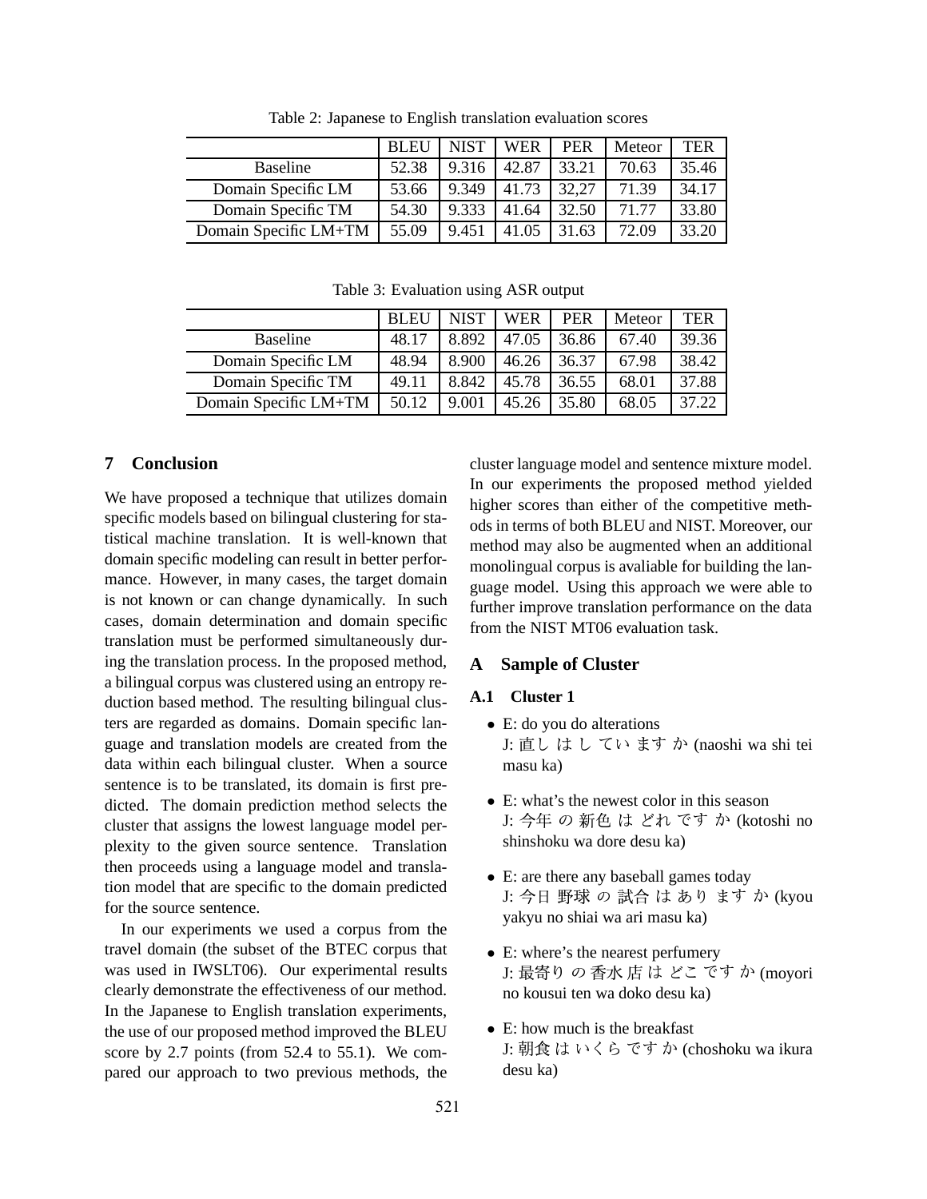Table 2: Japanese to English translation evaluation scores

| | BLEU | NIST | WER | PER | Meteor | TER |
|---|---|---|---|---|---|---|
| Baseline | 52.38 | 9.316 | 42.87 | 33.21 | 70.63 | 35.46 |
| Domain Specific LM | 53.66 | 9.349 | 41.73 | 32,27 | 71.39 | 34.17 |
| Domain Specific TM | 54.30 | 9.333 | 41.64 | 32.50 | 71.77 | 33.80 |
| Domain Specific LM+TM | 55.09 | 9.451 | 41.05 | 31.63 | 72.09 | 33.20 |

Table 3: Evaluation using ASR output

| | BLEU | NIST | WER | PER | Meteor | TER |
|---|---|---|---|---|---|---|
| Baseline | 48.17 | 8.892 | 47.05 | 36.86 | 67.40 | 39.36 |
| Domain Specific LM | 48.94 | 8.900 | 46.26 | 36.37 | 67.98 | 38.42 |
| Domain Specific TM | 49.11 | 8.842 | 45.78 | 36.55 | 68.01 | 37.88 |
| Domain Specific LM+TM | 50.12 | 9.001 | 45.26 | 35.80 | 68.05 | 37.22 |

## 7 Conclusion

We have proposed a technique that utilizes domain specific models based on bilingual clustering for statistical machine translation. It is well-known that domain specific modeling can result in better performance. However, in many cases, the target domain is not known or can change dynamically. In such cases, domain determination and domain specific translation must be performed simultaneously during the translation process. In the proposed method, a bilingual corpus was clustered using an entropy reduction based method. The resulting bilingual clusters are regarded as domains. Domain specific language and translation models are created from the data within each bilingual cluster. When a source sentence is to be translated, its domain is first predicted. The domain prediction method selects the cluster that assigns the lowest language model perplexity to the given source sentence. Translation then proceeds using a language model and translation model that are specific to the domain predicted for the source sentence.

In our experiments we used a corpus from the travel domain (the subset of the BTEC corpus that was used in IWSLT06). Our experimental results clearly demonstrate the effectiveness of our method. In the Japanese to English translation experiments, the use of our proposed method improved the BLEU score by 2.7 points (from 52.4 to 55.1). We compared our approach to two previous methods, the cluster language model and sentence mixture model. In our experiments the proposed method yielded higher scores than either of the competitive methods in terms of both BLEU and NIST. Moreover, our method may also be augmented when an additional monolingual corpus is avaliable for building the language model. Using this approach we were able to further improve translation performance on the data from the NIST MT06 evaluation task.

## A Sample of Cluster

### A.1 Cluster 1

- E: do you do alterations
  J: 直し は し てい ます か (naoshi wa shi tei masu ka)
- E: what's the newest color in this season
  J: 今年 の 新色 は どれ です か (kotoshi no shinshoku wa dore desu ka)
- E: are there any baseball games today
  J: 今日 野球 の 試合 は あり ます か (kyou yakyu no shiai wa ari masu ka)
- E: where's the nearest perfumery
  J: 最寄り の 香水 店 は どこ です か (moyori no kousui ten wa doko desu ka)
- E: how much is the breakfast
  J: 朝食 は いくら です か (choshoku wa ikura desu ka)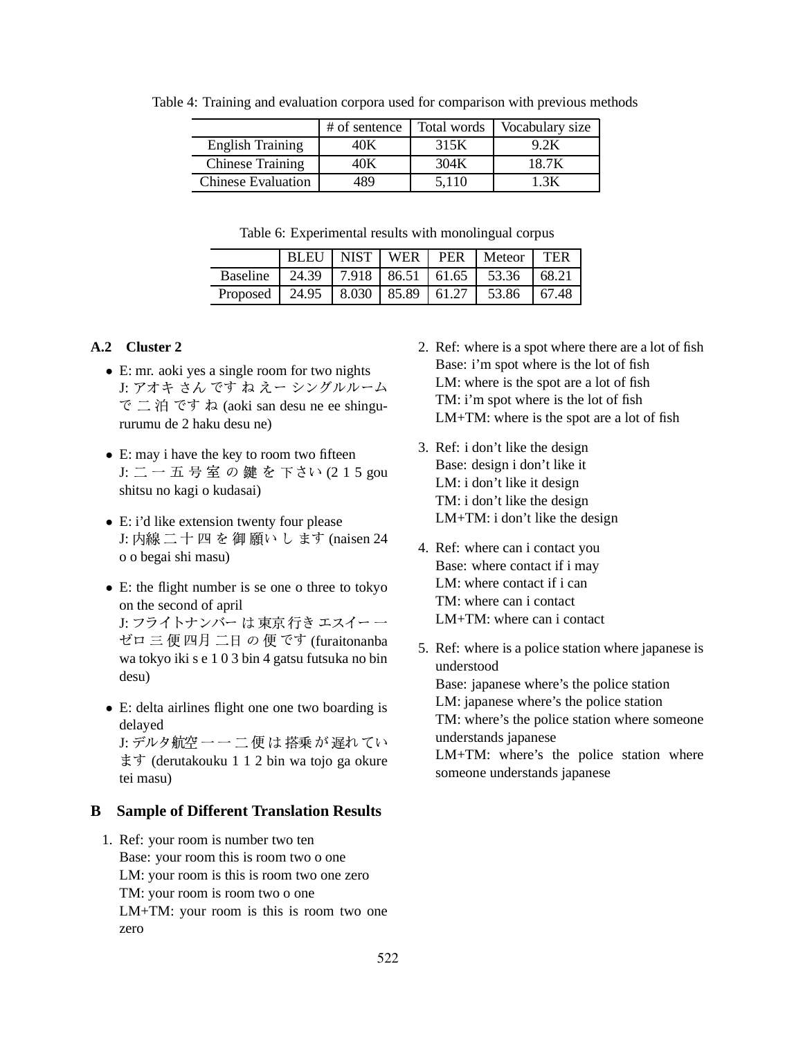Table 4: Training and evaluation corpora used for comparison with previous methods

| | # of sentence | Total words | Vocabulary size |
|---|---|---|---|
| English Training | 40K | 315K | 9.2K |
| Chinese Training | 40K | 304K | 18.7K |
| Chinese Evaluation | 489 | 5,110 | 1.3K |

Table 6: Experimental results with monolingual corpus

| | BLEU | NIST | WER | PER | Meteor | TER |
|---|---|---|---|---|---|---|
| Baseline | 24.39 | 7.918 | 86.51 | 61.65 | 53.36 | 68.21 |
| Proposed | 24.95 | 8.030 | 85.89 | 61.27 | 53.86 | 67.48 |

### A.2 Cluster 2

- E: mr. aoki yes a single room for two nights
  J: アオキ さん です ね えー シングルルーム で 二 泊 です ね (aoki san desu ne ee shingururumu de 2 haku desu ne)
- E: may i have the key to room two fifteen
  J: 二 一 五 号 室 の 鍵 を 下さい (2 1 5 gou shitsu no kagi o kudasai)
- E: i'd like extension twenty four please
  J: 内線 二 十 四 を 御 願い し ます (naisen 24 o o begai shi masu)
- E: the flight number is se one o three to tokyo on the second of april
  J: フライトナンバー は 東京 行き エスイー 一 ゼロ 三 便 四月 二日 の 便 です (furaitonanba wa tokyo iki s e 1 0 3 bin 4 gatsu futsuka no bin desu)
- E: delta airlines flight one one two boarding is delayed
  J: デルタ航空 一 一 二 便 は 搭乗 が 遅れ てい ます (derutakouku 1 1 2 bin wa tojo ga okure tei masu)

## B Sample of Different Translation Results

1. Ref: your room is number two ten
   Base: your room this is room two o one
   LM: your room is this is room two one zero
   TM: your room is room two o one
   LM+TM: your room is this is room two one zero
2. Ref: where is a spot where there are a lot of fish
   Base: i'm spot where is the lot of fish
   LM: where is the spot are a lot of fish
   TM: i'm spot where is the lot of fish
   LM+TM: where is the spot are a lot of fish
3. Ref: i don't like the design
   Base: design i don't like it
   LM: i don't like it design
   TM: i don't like the design
   LM+TM: i don't like the design
4. Ref: where can i contact you
   Base: where contact if i may
   LM: where contact if i can
   TM: where can i contact
   LM+TM: where can i contact
5. Ref: where is a police station where japanese is understood
   Base: japanese where's the police station
   LM: japanese where's the police station
   TM: where's the police station where someone understands japanese
   LM+TM: where's the police station where someone understands japanese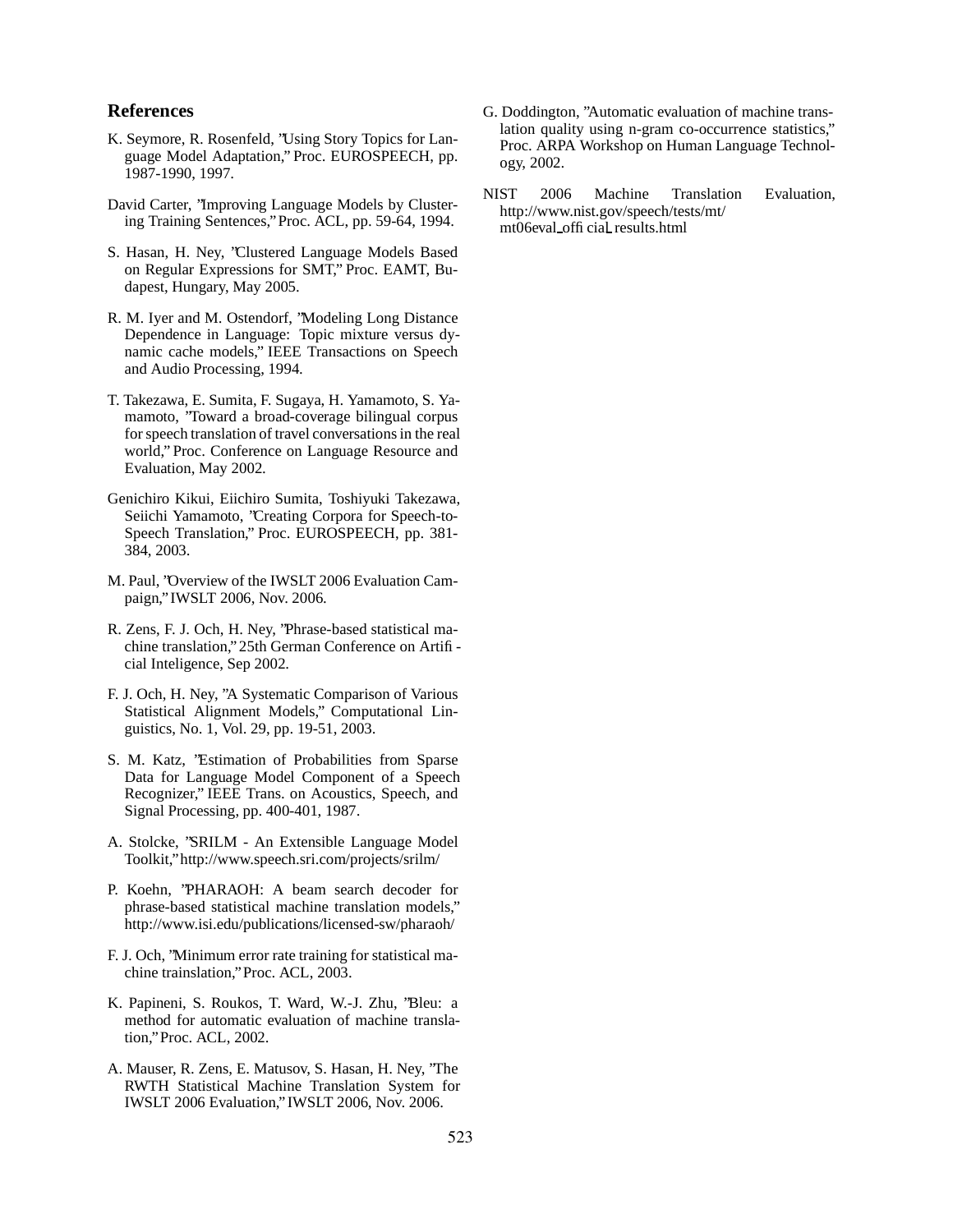## References

K. Seymore, R. Rosenfeld, "Using Story Topics for Language Model Adaptation," Proc. EUROSPEECH, pp. 1987-1990, 1997.

David Carter, "Improving Language Models by Clustering Training Sentences," Proc. ACL, pp. 59-64, 1994.

S. Hasan, H. Ney, "Clustered Language Models Based on Regular Expressions for SMT," Proc. EAMT, Budapest, Hungary, May 2005.

R. M. Iyer and M. Ostendorf, "Modeling Long Distance Dependence in Language: Topic mixture versus dynamic cache models," IEEE Transactions on Speech and Audio Processing, 1994.

T. Takezawa, E. Sumita, F. Sugaya, H. Yamamoto, S. Yamamoto, "Toward a broad-coverage bilingual corpus for speech translation of travel conversations in the real world," Proc. Conference on Language Resource and Evaluation, May 2002.

Genichiro Kikui, Eiichiro Sumita, Toshiyuki Takezawa, Seiichi Yamamoto, "Creating Corpora for Speech-to-Speech Translation," Proc. EUROSPEECH, pp. 381-384, 2003.

M. Paul, "Overview of the IWSLT 2006 Evaluation Campaign," IWSLT 2006, Nov. 2006.

R. Zens, F. J. Och, H. Ney, "Phrase-based statistical machine translation," 25th German Conference on Artificial Inteligence, Sep 2002.

F. J. Och, H. Ney, "A Systematic Comparison of Various Statistical Alignment Models," Computational Linguistics, No. 1, Vol. 29, pp. 19-51, 2003.

S. M. Katz, "Estimation of Probabilities from Sparse Data for Language Model Component of a Speech Recognizer," IEEE Trans. on Acoustics, Speech, and Signal Processing, pp. 400-401, 1987.

A. Stolcke, "SRILM - An Extensible Language Model Toolkit," http://www.speech.sri.com/projects/srilm/

P. Koehn, "PHARAOH: A beam search decoder for phrase-based statistical machine translation models," http://www.isi.edu/publications/licensed-sw/pharaoh/

F. J. Och, "Minimum error rate training for statistical machine trainslation," Proc. ACL, 2003.

K. Papineni, S. Roukos, T. Ward, W.-J. Zhu, "Bleu: a method for automatic evaluation of machine translation," Proc. ACL, 2002.

A. Mauser, R. Zens, E. Matusov, S. Hasan, H. Ney, "The RWTH Statistical Machine Translation System for IWSLT 2006 Evaluation," IWSLT 2006, Nov. 2006.

G. Doddington, "Automatic evaluation of machine translation quality using n-gram co-occurrence statistics," Proc. ARPA Workshop on Human Language Technology, 2002.

NIST 2006 Machine Translation Evaluation, http://www.nist.gov/speech/tests/mt/mt06eval_official_results.html